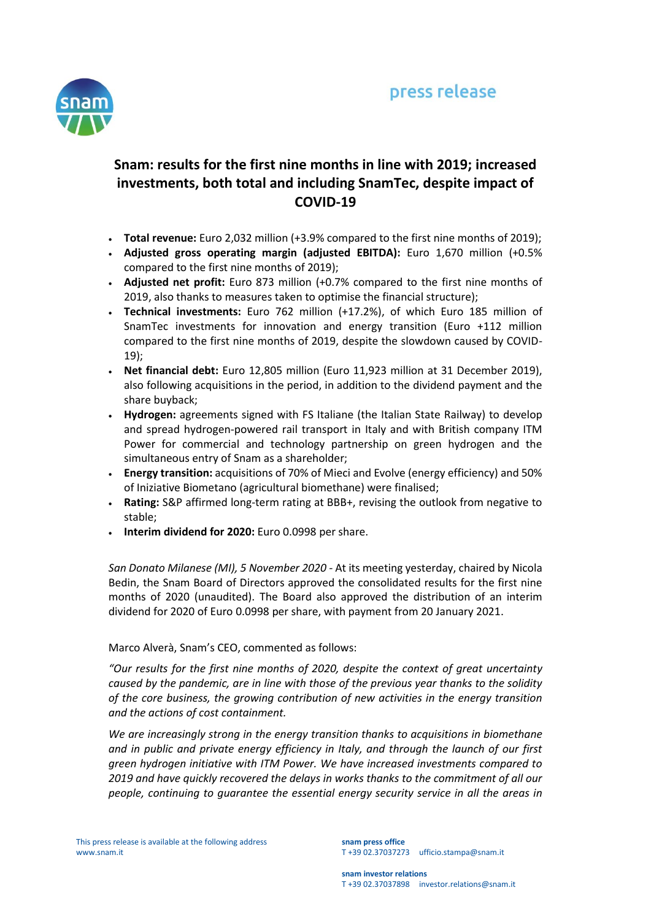press release

# Snam: results for the first nine months in line with 2019; increased investments, both total and including SnamTec, despite impact of COVID-19

- **Total revenue:** Euro 2,032 million (+3.9% compared to the first nine months of 2019);
- **Adjusted gross operating margin (adjusted EBITDA):** Euro 1,670 million (+0.5% compared to the first nine months of 2019);
- **Adjusted net profit:** Euro 873 million (+0.7% compared to the first nine months of 2019, also thanks to measures taken to optimise the financial structure);
- **Technical investments:** Euro 762 million (+17.2%), of which Euro 185 million of SnamTec investments for innovation and energy transition (Euro +112 million compared to the first nine months of 2019, despite the slowdown caused by COVID-19);
- **Net financial debt:** Euro 12,805 million (Euro 11,923 million at 31 December 2019), also following acquisitions in the period, in addition to the dividend payment and the share buyback;
- **Hydrogen:** agreements signed with FS Italiane (the Italian State Railway) to develop and spread hydrogen-powered rail transport in Italy and with British company ITM Power for commercial and technology partnership on green hydrogen and the simultaneous entry of Snam as a shareholder;
- **Energy transition:** acquisitions of 70% of Mieci and Evolve (energy efficiency) and 50% of Iniziative Biometano (agricultural biomethane) were finalised;
- **Rating:** S&P affirmed long-term rating at BBB+, revising the outlook from negative to stable;
- **Interim dividend for 2020:** Euro 0.0998 per share.

*San Donato Milanese (MI), 5 November 2020* - At its meeting yesterday, chaired by Nicola Bedin, the Snam Board of Directors approved the consolidated results for the first nine months of 2020 (unaudited). The Board also approved the distribution of an interim dividend for 2020 of Euro 0.0998 per share, with payment from 20 January 2021.

Marco Alverà, Snam's CEO, commented as follows:

*"Our results for the first nine months of 2020, despite the context of great uncertainty caused by the pandemic, are in line with those of the previous year thanks to the solidity of the core business, the growing contribution of new activities in the energy transition and the actions of cost containment.*

*We are increasingly strong in the energy transition thanks to acquisitions in biomethane and in public and private energy efficiency in Italy, and through the launch of our first green hydrogen initiative with ITM Power. We have increased investments compared to 2019 and have quickly recovered the delays in works thanks to the commitment of all our people, continuing to guarantee the essential energy security service in all the areas in*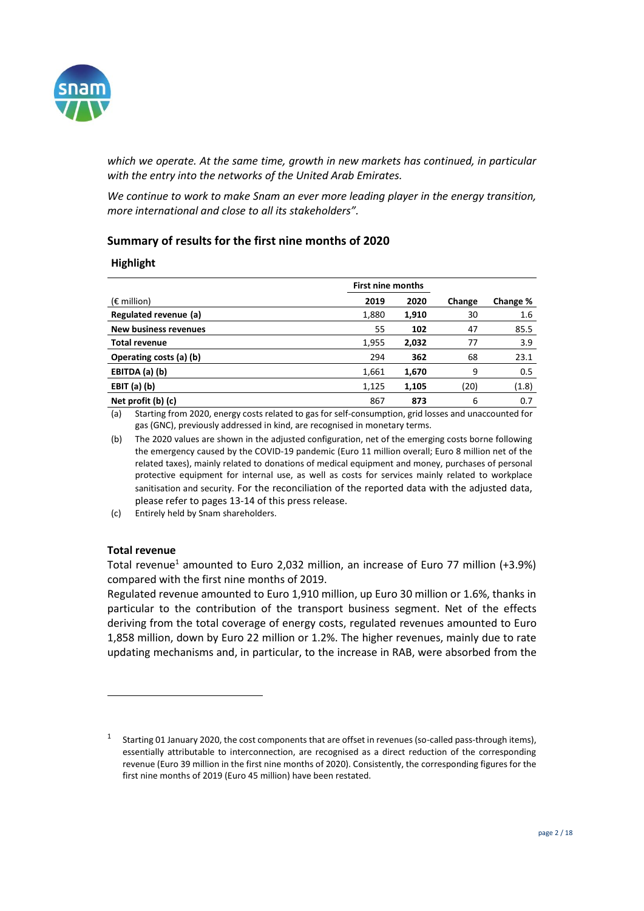*which we operate. At the same time, growth in new markets has continued, in particular with the entry into the networks of the United Arab Emirates.*

*We continue to work to make Snam an ever more leading player in the energy transition, more international and close to all its stakeholders".*

## Summary of results for the first nine months of 2020

### Highlight

| | First nine months | | | |
|---|---|---|---|---|
| (€ million) | 2019 | 2020 | Change | Change % |
| **Regulated revenue (a)** | 1,880 | **1,910** | 30 | 1.6 |
| **New business revenues** | 55 | **102** | 47 | 85.5 |
| **Total revenue** | 1,955 | **2,032** | 77 | 3.9 |
| **Operating costs (a) (b)** | 294 | **362** | 68 | 23.1 |
| **EBITDA (a) (b)** | 1,661 | **1,670** | 9 | 0.5 |
| **EBIT (a) (b)** | 1,125 | **1,105** | (20) | (1.8) |
| **Net profit (b) (c)** | 867 | **873** | 6 | 0.7 |

(a) Starting from 2020, energy costs related to gas for self-consumption, grid losses and unaccounted for gas (GNC), previously addressed in kind, are recognised in monetary terms.

(b) The 2020 values are shown in the adjusted configuration, net of the emerging costs borne following the emergency caused by the COVID-19 pandemic (Euro 11 million overall; Euro 8 million net of the related taxes), mainly related to donations of medical equipment and money, purchases of personal protective equipment for internal use, as well as costs for services mainly related to workplace sanitisation and security. For the reconciliation of the reported data with the adjusted data, please refer to pages 13-14 of this press release.

(c) Entirely held by Snam shareholders.

### Total revenue

Total revenue[1] amounted to Euro 2,032 million, an increase of Euro 77 million (+3.9%) compared with the first nine months of 2019.

Regulated revenue amounted to Euro 1,910 million, up Euro 30 million or 1.6%, thanks in particular to the contribution of the transport business segment. Net of the effects deriving from the total coverage of energy costs, regulated revenues amounted to Euro 1,858 million, down by Euro 22 million or 1.2%. The higher revenues, mainly due to rate updating mechanisms and, in particular, to the increase in RAB, were absorbed from the

[1] Starting 01 January 2020, the cost components that are offset in revenues (so-called pass-through items), essentially attributable to interconnection, are recognised as a direct reduction of the corresponding revenue (Euro 39 million in the first nine months of 2020). Consistently, the corresponding figures for the first nine months of 2019 (Euro 45 million) have been restated.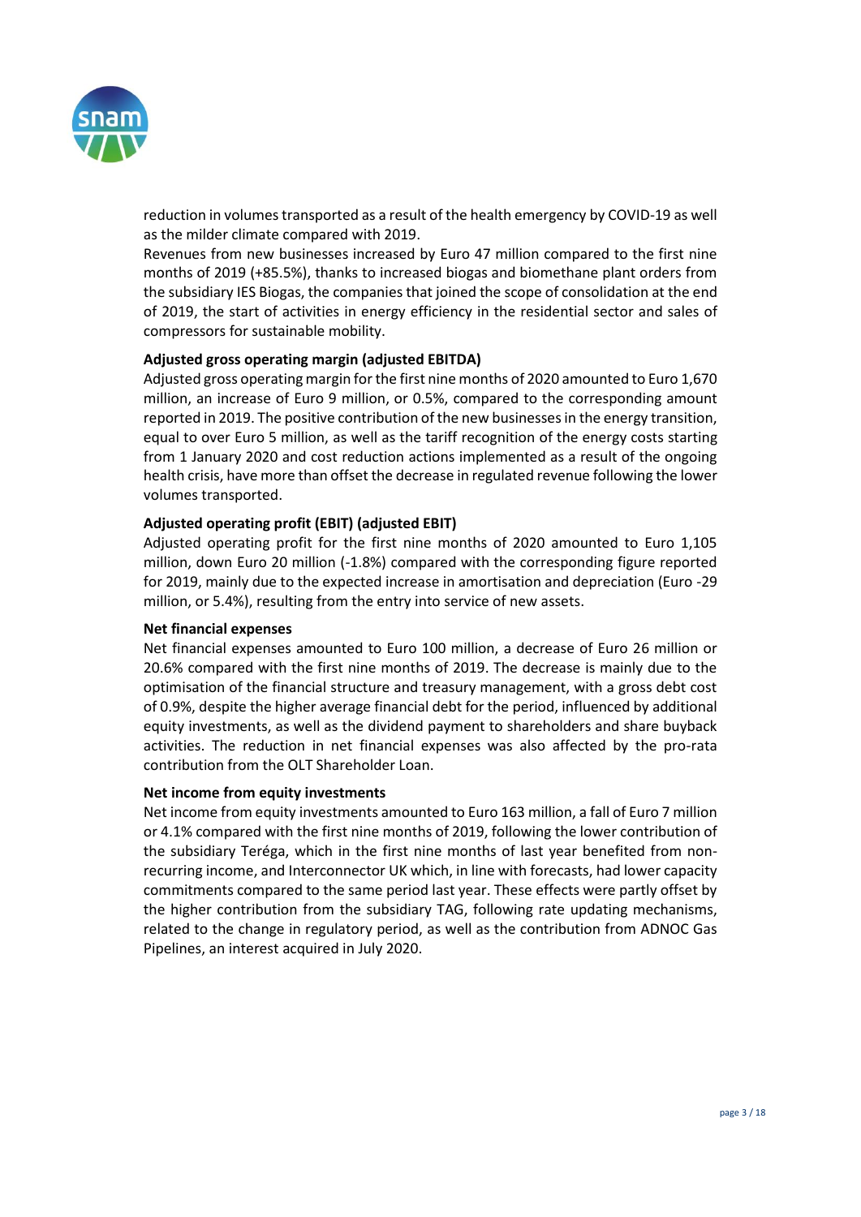reduction in volumes transported as a result of the health emergency by COVID-19 as well as the milder climate compared with 2019.

Revenues from new businesses increased by Euro 47 million compared to the first nine months of 2019 (+85.5%), thanks to increased biogas and biomethane plant orders from the subsidiary IES Biogas, the companies that joined the scope of consolidation at the end of 2019, the start of activities in energy efficiency in the residential sector and sales of compressors for sustainable mobility.

**Adjusted gross operating margin (adjusted EBITDA)**

Adjusted gross operating margin for the first nine months of 2020 amounted to Euro 1,670 million, an increase of Euro 9 million, or 0.5%, compared to the corresponding amount reported in 2019. The positive contribution of the new businesses in the energy transition, equal to over Euro 5 million, as well as the tariff recognition of the energy costs starting from 1 January 2020 and cost reduction actions implemented as a result of the ongoing health crisis, have more than offset the decrease in regulated revenue following the lower volumes transported.

**Adjusted operating profit (EBIT) (adjusted EBIT)**

Adjusted operating profit for the first nine months of 2020 amounted to Euro 1,105 million, down Euro 20 million (-1.8%) compared with the corresponding figure reported for 2019, mainly due to the expected increase in amortisation and depreciation (Euro -29 million, or 5.4%), resulting from the entry into service of new assets.

**Net financial expenses**

Net financial expenses amounted to Euro 100 million, a decrease of Euro 26 million or 20.6% compared with the first nine months of 2019. The decrease is mainly due to the optimisation of the financial structure and treasury management, with a gross debt cost of 0.9%, despite the higher average financial debt for the period, influenced by additional equity investments, as well as the dividend payment to shareholders and share buyback activities. The reduction in net financial expenses was also affected by the pro-rata contribution from the OLT Shareholder Loan.

**Net income from equity investments**

Net income from equity investments amounted to Euro 163 million, a fall of Euro 7 million or 4.1% compared with the first nine months of 2019, following the lower contribution of the subsidiary Teréga, which in the first nine months of last year benefited from non-recurring income, and Interconnector UK which, in line with forecasts, had lower capacity commitments compared to the same period last year. These effects were partly offset by the higher contribution from the subsidiary TAG, following rate updating mechanisms, related to the change in regulatory period, as well as the contribution from ADNOC Gas Pipelines, an interest acquired in July 2020.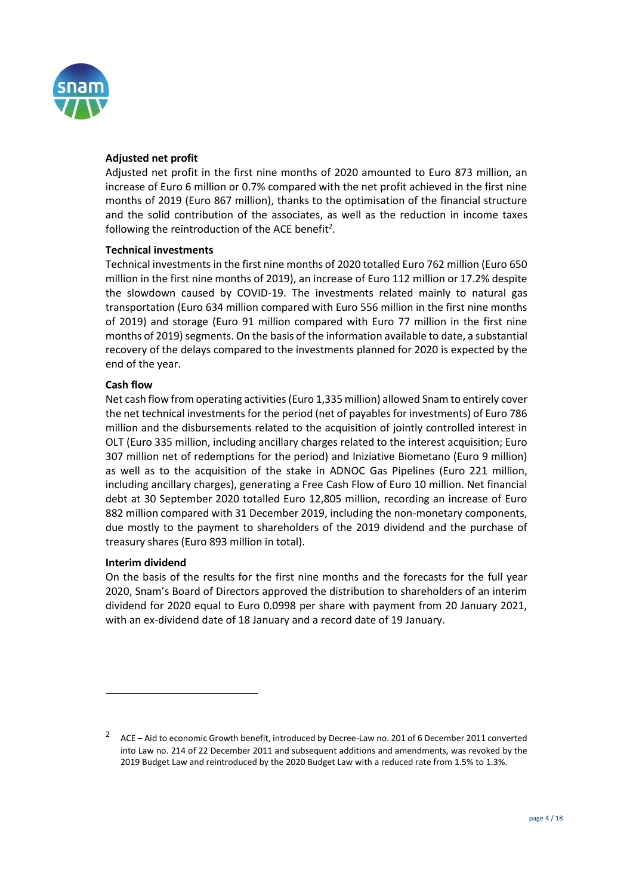**Adjusted net profit**

Adjusted net profit in the first nine months of 2020 amounted to Euro 873 million, an increase of Euro 6 million or 0.7% compared with the net profit achieved in the first nine months of 2019 (Euro 867 million), thanks to the optimisation of the financial structure and the solid contribution of the associates, as well as the reduction in income taxes following the reintroduction of the ACE benefit[2].

**Technical investments**

Technical investments in the first nine months of 2020 totalled Euro 762 million (Euro 650 million in the first nine months of 2019), an increase of Euro 112 million or 17.2% despite the slowdown caused by COVID-19. The investments related mainly to natural gas transportation (Euro 634 million compared with Euro 556 million in the first nine months of 2019) and storage (Euro 91 million compared with Euro 77 million in the first nine months of 2019) segments. On the basis of the information available to date, a substantial recovery of the delays compared to the investments planned for 2020 is expected by the end of the year.

**Cash flow**

Net cash flow from operating activities (Euro 1,335 million) allowed Snam to entirely cover the net technical investments for the period (net of payables for investments) of Euro 786 million and the disbursements related to the acquisition of jointly controlled interest in OLT (Euro 335 million, including ancillary charges related to the interest acquisition; Euro 307 million net of redemptions for the period) and Iniziative Biometano (Euro 9 million) as well as to the acquisition of the stake in ADNOC Gas Pipelines (Euro 221 million, including ancillary charges), generating a Free Cash Flow of Euro 10 million. Net financial debt at 30 September 2020 totalled Euro 12,805 million, recording an increase of Euro 882 million compared with 31 December 2019, including the non-monetary components, due mostly to the payment to shareholders of the 2019 dividend and the purchase of treasury shares (Euro 893 million in total).

**Interim dividend**

On the basis of the results for the first nine months and the forecasts for the full year 2020, Snam's Board of Directors approved the distribution to shareholders of an interim dividend for 2020 equal to Euro 0.0998 per share with payment from 20 January 2021, with an ex-dividend date of 18 January and a record date of 19 January.

---

[2] ACE – Aid to economic Growth benefit, introduced by Decree-Law no. 201 of 6 December 2011 converted into Law no. 214 of 22 December 2011 and subsequent additions and amendments, was revoked by the 2019 Budget Law and reintroduced by the 2020 Budget Law with a reduced rate from 1.5% to 1.3%.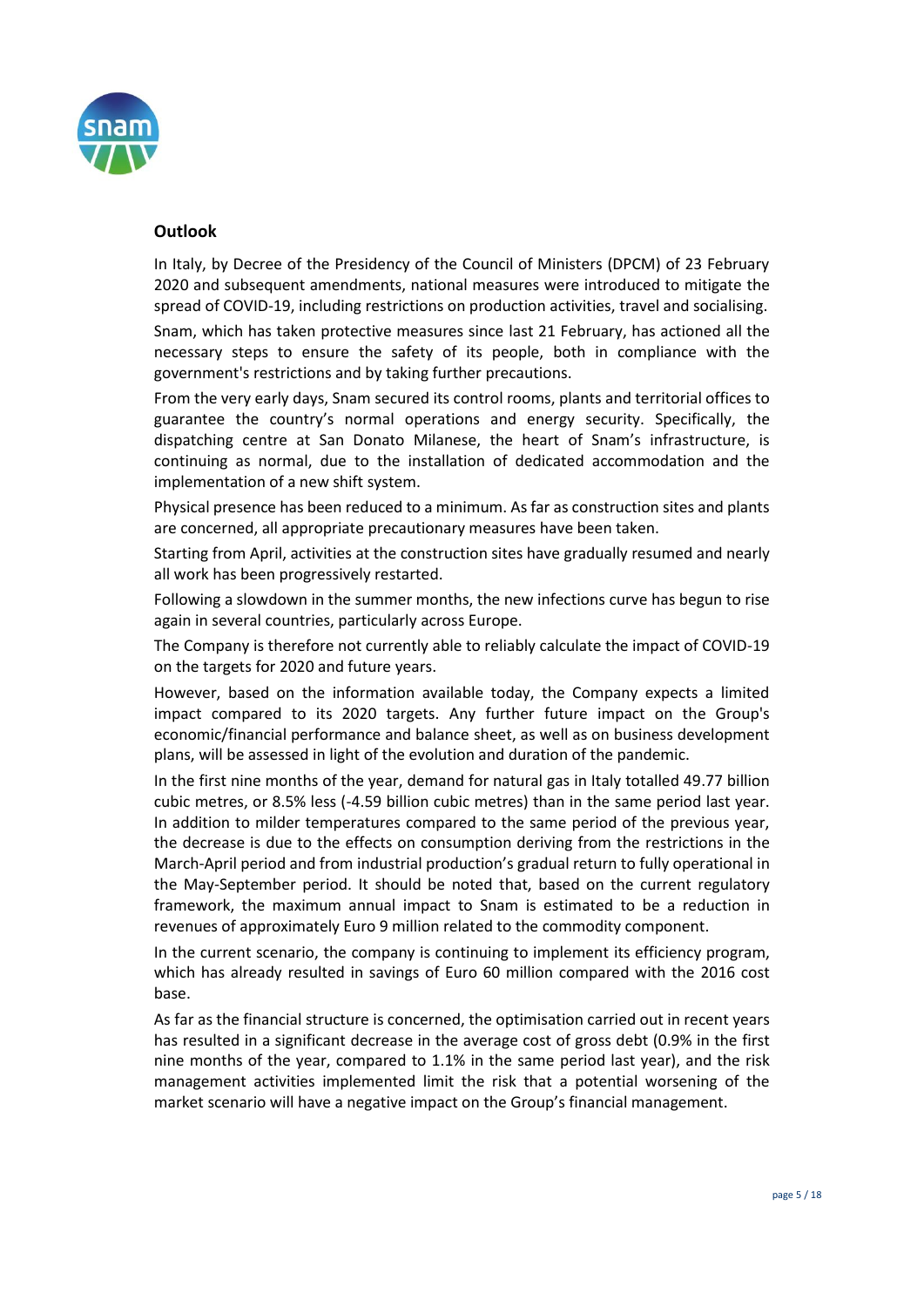## Outlook

In Italy, by Decree of the Presidency of the Council of Ministers (DPCM) of 23 February 2020 and subsequent amendments, national measures were introduced to mitigate the spread of COVID-19, including restrictions on production activities, travel and socialising.

Snam, which has taken protective measures since last 21 February, has actioned all the necessary steps to ensure the safety of its people, both in compliance with the government's restrictions and by taking further precautions.

From the very early days, Snam secured its control rooms, plants and territorial offices to guarantee the country's normal operations and energy security. Specifically, the dispatching centre at San Donato Milanese, the heart of Snam's infrastructure, is continuing as normal, due to the installation of dedicated accommodation and the implementation of a new shift system.

Physical presence has been reduced to a minimum. As far as construction sites and plants are concerned, all appropriate precautionary measures have been taken.

Starting from April, activities at the construction sites have gradually resumed and nearly all work has been progressively restarted.

Following a slowdown in the summer months, the new infections curve has begun to rise again in several countries, particularly across Europe.

The Company is therefore not currently able to reliably calculate the impact of COVID-19 on the targets for 2020 and future years.

However, based on the information available today, the Company expects a limited impact compared to its 2020 targets. Any further future impact on the Group's economic/financial performance and balance sheet, as well as on business development plans, will be assessed in light of the evolution and duration of the pandemic.

In the first nine months of the year, demand for natural gas in Italy totalled 49.77 billion cubic metres, or 8.5% less (-4.59 billion cubic metres) than in the same period last year. In addition to milder temperatures compared to the same period of the previous year, the decrease is due to the effects on consumption deriving from the restrictions in the March-April period and from industrial production's gradual return to fully operational in the May-September period. It should be noted that, based on the current regulatory framework, the maximum annual impact to Snam is estimated to be a reduction in revenues of approximately Euro 9 million related to the commodity component.

In the current scenario, the company is continuing to implement its efficiency program, which has already resulted in savings of Euro 60 million compared with the 2016 cost base.

As far as the financial structure is concerned, the optimisation carried out in recent years has resulted in a significant decrease in the average cost of gross debt (0.9% in the first nine months of the year, compared to 1.1% in the same period last year), and the risk management activities implemented limit the risk that a potential worsening of the market scenario will have a negative impact on the Group's financial management.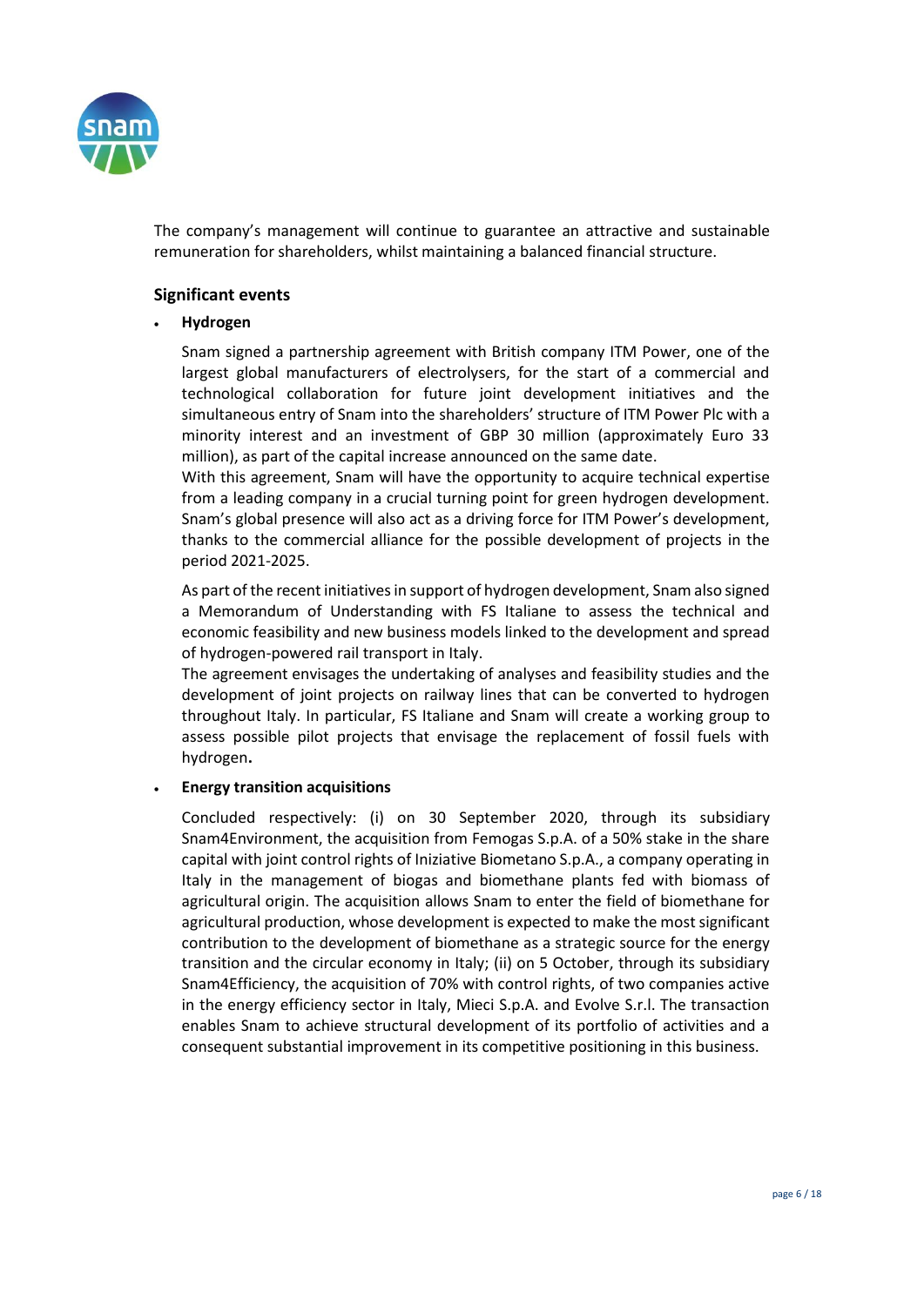The company's management will continue to guarantee an attractive and sustainable remuneration for shareholders, whilst maintaining a balanced financial structure.

## Significant events

- **Hydrogen**

  Snam signed a partnership agreement with British company ITM Power, one of the largest global manufacturers of electrolysers, for the start of a commercial and technological collaboration for future joint development initiatives and the simultaneous entry of Snam into the shareholders' structure of ITM Power Plc with a minority interest and an investment of GBP 30 million (approximately Euro 33 million), as part of the capital increase announced on the same date.
  With this agreement, Snam will have the opportunity to acquire technical expertise from a leading company in a crucial turning point for green hydrogen development. Snam's global presence will also act as a driving force for ITM Power's development, thanks to the commercial alliance for the possible development of projects in the period 2021-2025.

  As part of the recent initiatives in support of hydrogen development, Snam also signed a Memorandum of Understanding with FS Italiane to assess the technical and economic feasibility and new business models linked to the development and spread of hydrogen-powered rail transport in Italy.
  The agreement envisages the undertaking of analyses and feasibility studies and the development of joint projects on railway lines that can be converted to hydrogen throughout Italy. In particular, FS Italiane and Snam will create a working group to assess possible pilot projects that envisage the replacement of fossil fuels with hydrogen.

- **Energy transition acquisitions**

  Concluded respectively: (i) on 30 September 2020, through its subsidiary Snam4Environment, the acquisition from Femogas S.p.A. of a 50% stake in the share capital with joint control rights of Iniziative Biometano S.p.A., a company operating in Italy in the management of biogas and biomethane plants fed with biomass of agricultural origin. The acquisition allows Snam to enter the field of biomethane for agricultural production, whose development is expected to make the most significant contribution to the development of biomethane as a strategic source for the energy transition and the circular economy in Italy; (ii) on 5 October, through its subsidiary Snam4Efficiency, the acquisition of 70% with control rights, of two companies active in the energy efficiency sector in Italy, Mieci S.p.A. and Evolve S.r.l. The transaction enables Snam to achieve structural development of its portfolio of activities and a consequent substantial improvement in its competitive positioning in this business.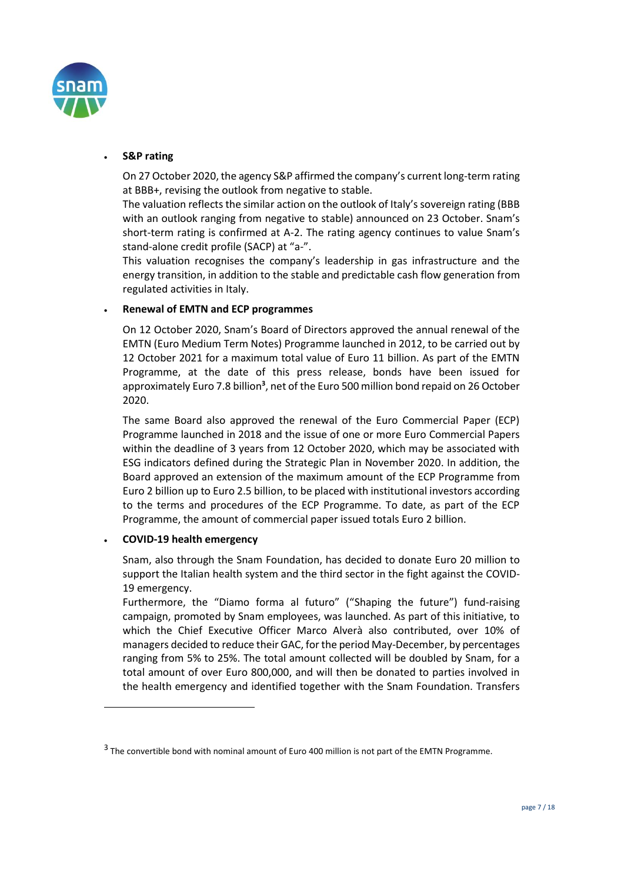- **S&P rating**

  On 27 October 2020, the agency S&P affirmed the company's current long-term rating at BBB+, revising the outlook from negative to stable.
  The valuation reflects the similar action on the outlook of Italy's sovereign rating (BBB with an outlook ranging from negative to stable) announced on 23 October. Snam's short-term rating is confirmed at A-2. The rating agency continues to value Snam's stand-alone credit profile (SACP) at "a-".
  This valuation recognises the company's leadership in gas infrastructure and the energy transition, in addition to the stable and predictable cash flow generation from regulated activities in Italy.

- **Renewal of EMTN and ECP programmes**

  On 12 October 2020, Snam's Board of Directors approved the annual renewal of the EMTN (Euro Medium Term Notes) Programme launched in 2012, to be carried out by 12 October 2021 for a maximum total value of Euro 11 billion. As part of the EMTN Programme, at the date of this press release, bonds have been issued for approximately Euro 7.8 billion[3], net of the Euro 500 million bond repaid on 26 October 2020.

  The same Board also approved the renewal of the Euro Commercial Paper (ECP) Programme launched in 2018 and the issue of one or more Euro Commercial Papers within the deadline of 3 years from 12 October 2020, which may be associated with ESG indicators defined during the Strategic Plan in November 2020. In addition, the Board approved an extension of the maximum amount of the ECP Programme from Euro 2 billion up to Euro 2.5 billion, to be placed with institutional investors according to the terms and procedures of the ECP Programme. To date, as part of the ECP Programme, the amount of commercial paper issued totals Euro 2 billion.

- **COVID-19 health emergency**

  Snam, also through the Snam Foundation, has decided to donate Euro 20 million to support the Italian health system and the third sector in the fight against the COVID-19 emergency.
  Furthermore, the "Diamo forma al futuro" ("Shaping the future") fund-raising campaign, promoted by Snam employees, was launched. As part of this initiative, to which the Chief Executive Officer Marco Alverà also contributed, over 10% of managers decided to reduce their GAC, for the period May-December, by percentages ranging from 5% to 25%. The total amount collected will be doubled by Snam, for a total amount of over Euro 800,000, and will then be donated to parties involved in the health emergency and identified together with the Snam Foundation. Transfers

---

[3] The convertible bond with nominal amount of Euro 400 million is not part of the EMTN Programme.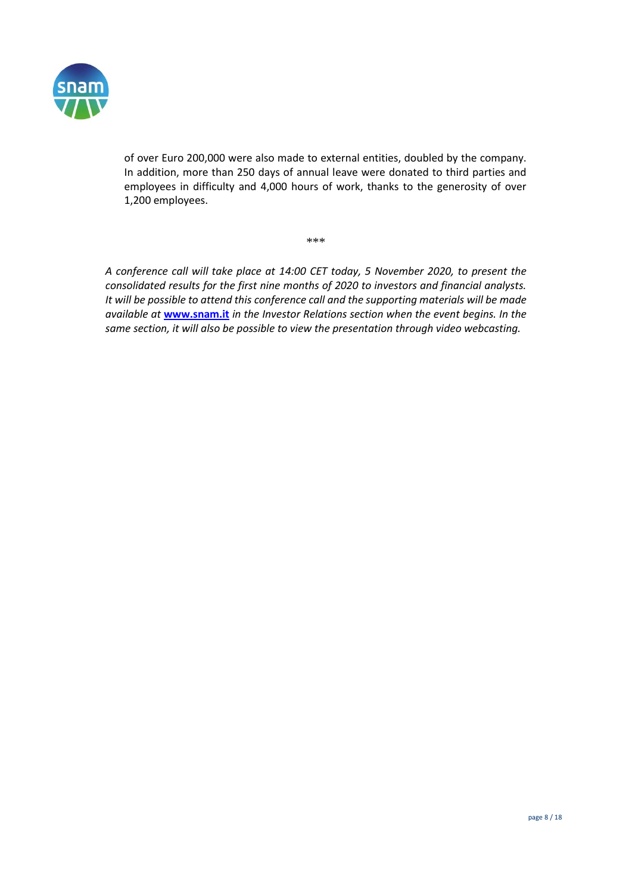of over Euro 200,000 were also made to external entities, doubled by the company. In addition, more than 250 days of annual leave were donated to third parties and employees in difficulty and 4,000 hours of work, thanks to the generosity of over 1,200 employees.

***

*A conference call will take place at 14:00 CET today, 5 November 2020, to present the consolidated results for the first nine months of 2020 to investors and financial analysts. It will be possible to attend this conference call and the supporting materials will be made available at* **[www.snam.it](http://www.snam.it)** *in the Investor Relations section when the event begins. In the same section, it will also be possible to view the presentation through video webcasting.*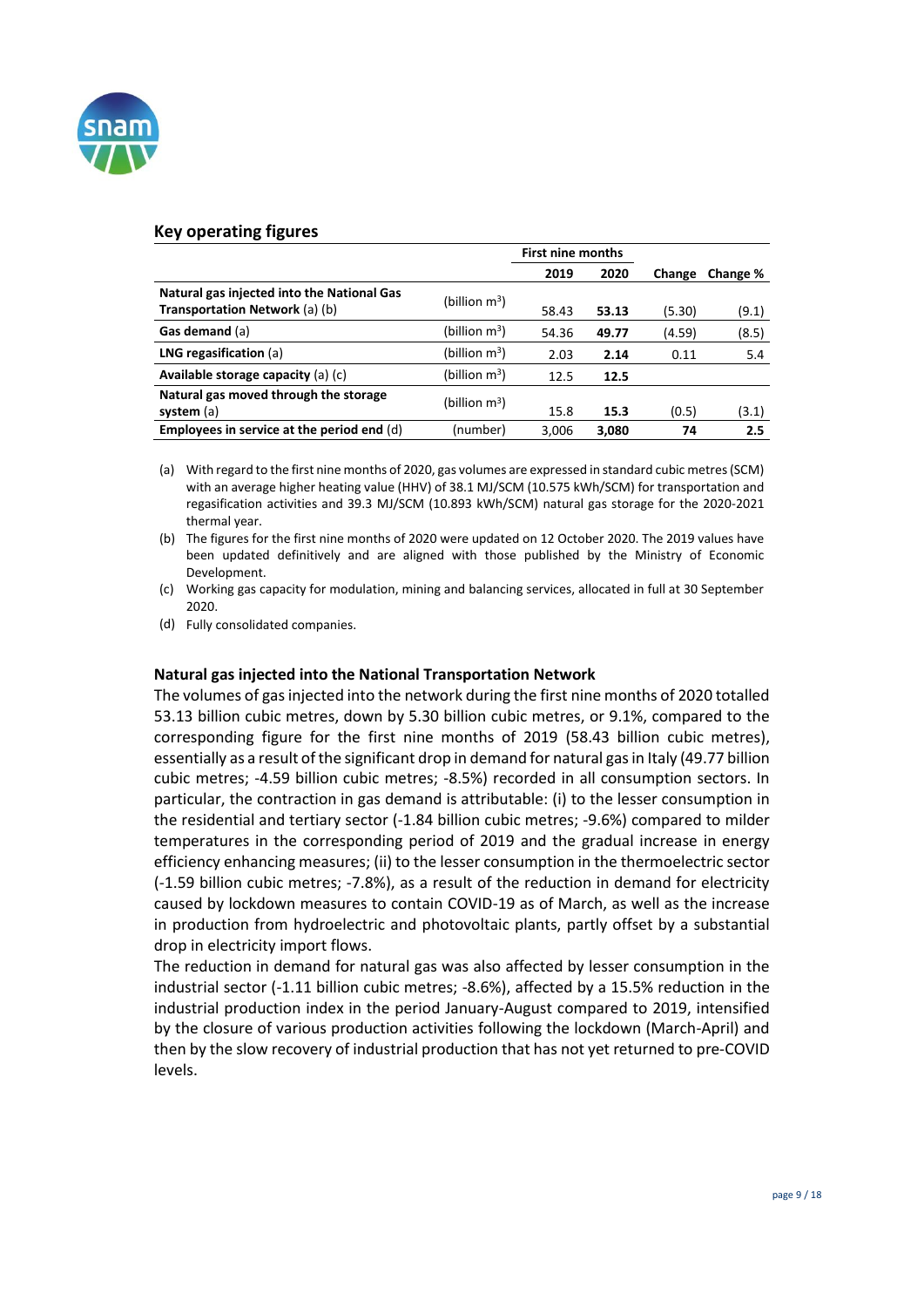## Key operating figures

| | | First nine months | | | |
|---|---|---|---|---|---|
| | | 2019 | 2020 | Change | Change % |
| **Natural gas injected into the National Gas Transportation Network** (a) (b) | (billion $m^3$) | 58.43 | **53.13** | (5.30) | (9.1) |
| **Gas demand** (a) | (billion $m^3$) | 54.36 | **49.77** | (4.59) | (8.5) |
| **LNG regasification** (a) | (billion $m^3$) | 2.03 | **2.14** | 0.11 | 5.4 |
| **Available storage capacity** (a) (c) | (billion $m^3$) | 12.5 | **12.5** | | |
| **Natural gas moved through the storage system** (a) | (billion $m^3$) | 15.8 | **15.3** | (0.5) | (3.1) |
| **Employees in service at the period end** (d) | (number) | 3,006 | **3,080** | **74** | **2.5** |

(a) With regard to the first nine months of 2020, gas volumes are expressed in standard cubic metres (SCM) with an average higher heating value (HHV) of 38.1 MJ/SCM (10.575 kWh/SCM) for transportation and regasification activities and 39.3 MJ/SCM (10.893 kWh/SCM) natural gas storage for the 2020-2021 thermal year.

(b) The figures for the first nine months of 2020 were updated on 12 October 2020. The 2019 values have been updated definitively and are aligned with those published by the Ministry of Economic Development.

(c) Working gas capacity for modulation, mining and balancing services, allocated in full at 30 September 2020.

(d) Fully consolidated companies.

### Natural gas injected into the National Transportation Network

The volumes of gas injected into the network during the first nine months of 2020 totalled 53.13 billion cubic metres, down by 5.30 billion cubic metres, or 9.1%, compared to the corresponding figure for the first nine months of 2019 (58.43 billion cubic metres), essentially as a result of the significant drop in demand for natural gas in Italy (49.77 billion cubic metres; -4.59 billion cubic metres; -8.5%) recorded in all consumption sectors. In particular, the contraction in gas demand is attributable: (i) to the lesser consumption in the residential and tertiary sector (-1.84 billion cubic metres; -9.6%) compared to milder temperatures in the corresponding period of 2019 and the gradual increase in energy efficiency enhancing measures; (ii) to the lesser consumption in the thermoelectric sector (-1.59 billion cubic metres; -7.8%), as a result of the reduction in demand for electricity caused by lockdown measures to contain COVID-19 as of March, as well as the increase in production from hydroelectric and photovoltaic plants, partly offset by a substantial drop in electricity import flows.

The reduction in demand for natural gas was also affected by lesser consumption in the industrial sector (-1.11 billion cubic metres; -8.6%), affected by a 15.5% reduction in the industrial production index in the period January-August compared to 2019, intensified by the closure of various production activities following the lockdown (March-April) and then by the slow recovery of industrial production that has not yet returned to pre-COVID levels.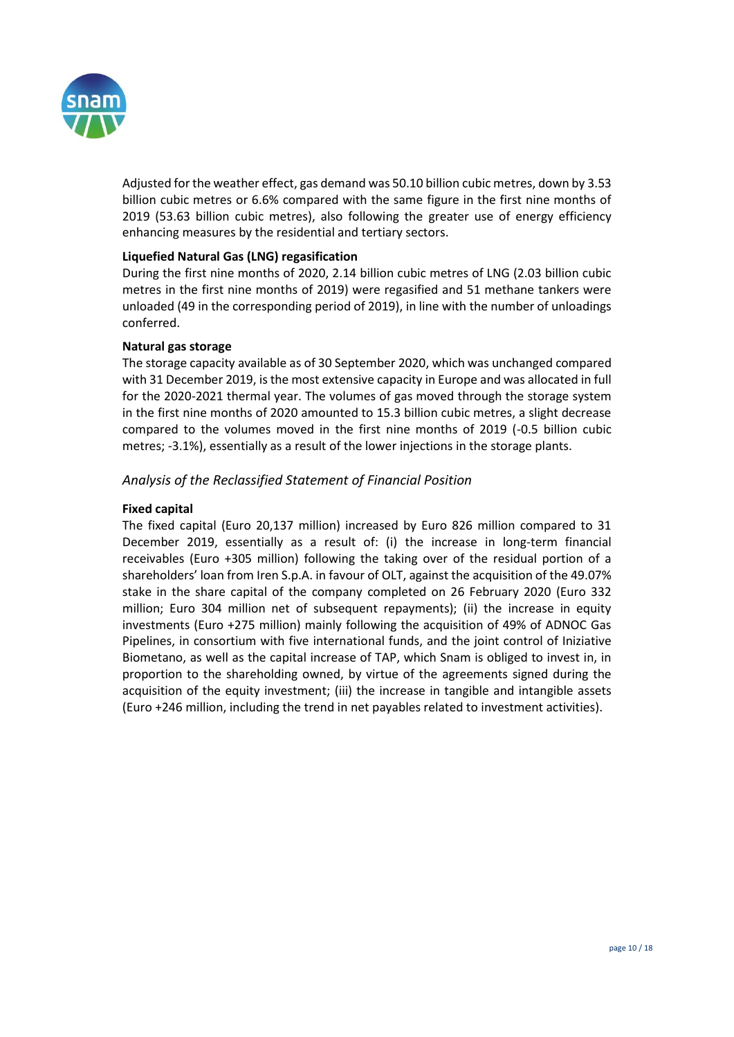Adjusted for the weather effect, gas demand was 50.10 billion cubic metres, down by 3.53 billion cubic metres or 6.6% compared with the same figure in the first nine months of 2019 (53.63 billion cubic metres), also following the greater use of energy efficiency enhancing measures by the residential and tertiary sectors.

**Liquefied Natural Gas (LNG) regasification**

During the first nine months of 2020, 2.14 billion cubic metres of LNG (2.03 billion cubic metres in the first nine months of 2019) were regasified and 51 methane tankers were unloaded (49 in the corresponding period of 2019), in line with the number of unloadings conferred.

**Natural gas storage**

The storage capacity available as of 30 September 2020, which was unchanged compared with 31 December 2019, is the most extensive capacity in Europe and was allocated in full for the 2020-2021 thermal year. The volumes of gas moved through the storage system in the first nine months of 2020 amounted to 15.3 billion cubic metres, a slight decrease compared to the volumes moved in the first nine months of 2019 (-0.5 billion cubic metres; -3.1%), essentially as a result of the lower injections in the storage plants.

### *Analysis of the Reclassified Statement of Financial Position*

**Fixed capital**

The fixed capital (Euro 20,137 million) increased by Euro 826 million compared to 31 December 2019, essentially as a result of: (i) the increase in long-term financial receivables (Euro +305 million) following the taking over of the residual portion of a shareholders' loan from Iren S.p.A. in favour of OLT, against the acquisition of the 49.07% stake in the share capital of the company completed on 26 February 2020 (Euro 332 million; Euro 304 million net of subsequent repayments); (ii) the increase in equity investments (Euro +275 million) mainly following the acquisition of 49% of ADNOC Gas Pipelines, in consortium with five international funds, and the joint control of Iniziative Biometano, as well as the capital increase of TAP, which Snam is obliged to invest in, in proportion to the shareholding owned, by virtue of the agreements signed during the acquisition of the equity investment; (iii) the increase in tangible and intangible assets (Euro +246 million, including the trend in net payables related to investment activities).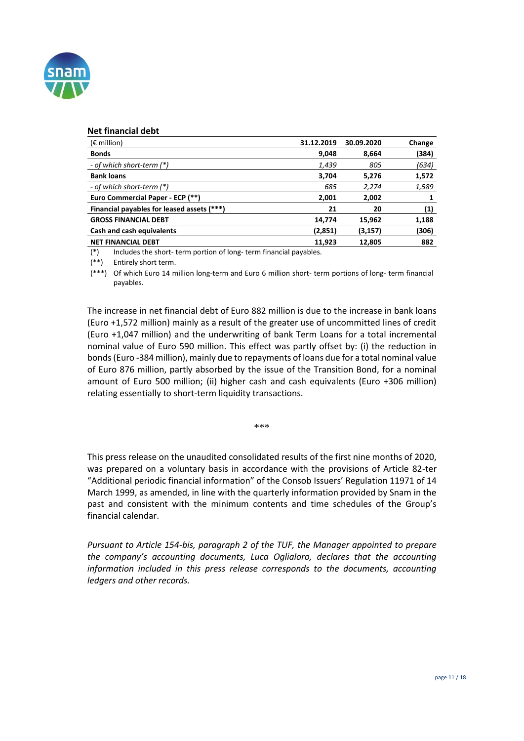### Net financial debt

| (€ million) | 31.12.2019 | 30.09.2020 | Change |
|---|---|---|---|
| **Bonds** | **9,048** | **8,664** | **(384)** |
| *- of which short-term (\*)* | *1,439* | *805* | *(634)* |
| **Bank loans** | **3,704** | **5,276** | **1,572** |
| *- of which short-term (\*)* | *685* | *2,274* | *1,589* |
| **Euro Commercial Paper - ECP (\*\*)** | **2,001** | **2,002** | **1** |
| **Financial payables for leased assets (\*\*\*)** | **21** | **20** | **(1)** |
| **GROSS FINANCIAL DEBT** | **14,774** | **15,962** | **1,188** |
| **Cash and cash equivalents** | **(2,851)** | **(3,157)** | **(306)** |
| **NET FINANCIAL DEBT** | **11,923** | **12,805** | **882** |

(*) Includes the short- term portion of long- term financial payables.

(**) Entirely short term.

(***) Of which Euro 14 million long-term and Euro 6 million short- term portions of long- term financial payables.

The increase in net financial debt of Euro 882 million is due to the increase in bank loans (Euro +1,572 million) mainly as a result of the greater use of uncommitted lines of credit (Euro +1,047 million) and the underwriting of bank Term Loans for a total incremental nominal value of Euro 590 million. This effect was partly offset by: (i) the reduction in bonds (Euro -384 million), mainly due to repayments of loans due for a total nominal value of Euro 876 million, partly absorbed by the issue of the Transition Bond, for a nominal amount of Euro 500 million; (ii) higher cash and cash equivalents (Euro +306 million) relating essentially to short-term liquidity transactions.

***

This press release on the unaudited consolidated results of the first nine months of 2020, was prepared on a voluntary basis in accordance with the provisions of Article 82-ter "Additional periodic financial information" of the Consob Issuers' Regulation 11971 of 14 March 1999, as amended, in line with the quarterly information provided by Snam in the past and consistent with the minimum contents and time schedules of the Group's financial calendar.

*Pursuant to Article 154-bis, paragraph 2 of the TUF, the Manager appointed to prepare the company's accounting documents, Luca Oglialoro, declares that the accounting information included in this press release corresponds to the documents, accounting ledgers and other records.*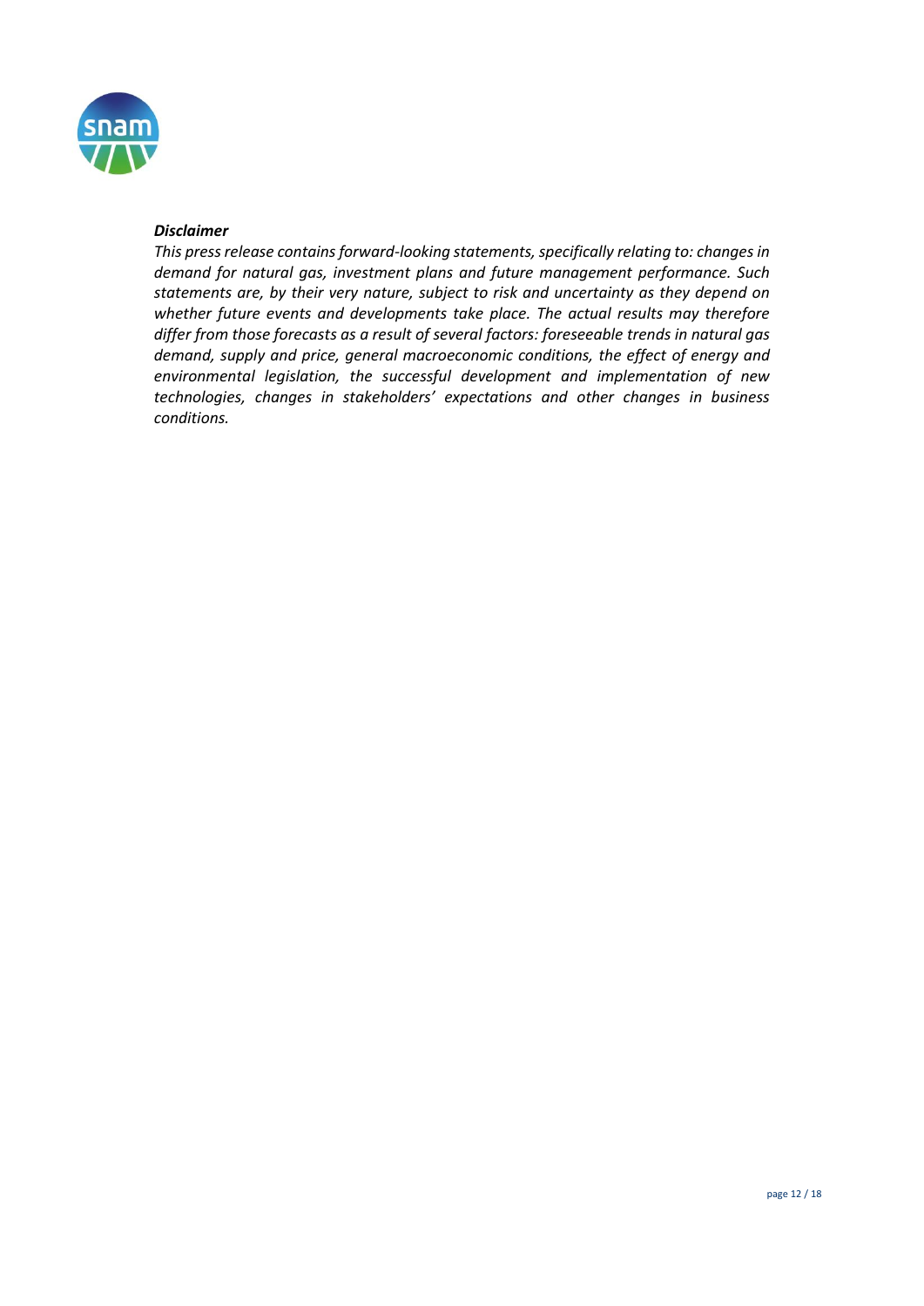***Disclaimer***

*This press release contains forward-looking statements, specifically relating to: changes in demand for natural gas, investment plans and future management performance. Such statements are, by their very nature, subject to risk and uncertainty as they depend on whether future events and developments take place. The actual results may therefore differ from those forecasts as a result of several factors: foreseeable trends in natural gas demand, supply and price, general macroeconomic conditions, the effect of energy and environmental legislation, the successful development and implementation of new technologies, changes in stakeholders' expectations and other changes in business conditions.*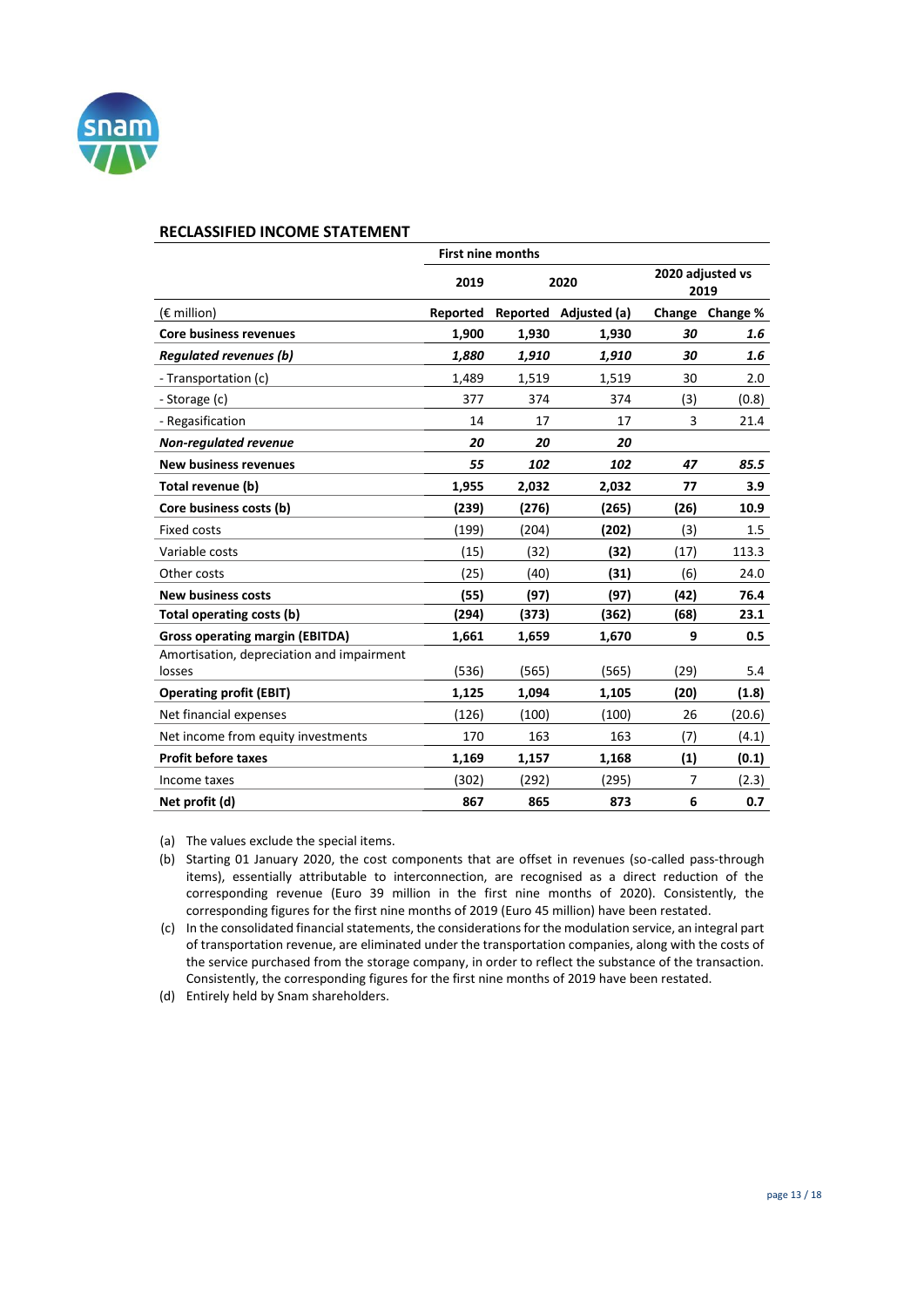## RECLASSIFIED INCOME STATEMENT

| | First nine months | | | | |
|---|---|---|---|---|---|
| | 2019 | 2020 | | 2020 adjusted vs 2019 | |
| (€ million) | Reported | Reported | Adjusted (a) | Change | Change % |
| **Core business revenues** | **1,900** | **1,930** | **1,930** | ***30*** | ***1.6*** |
| ***Regulated revenues (b)*** | ***1,880*** | ***1,910*** | ***1,910*** | ***30*** | ***1.6*** |
| - Transportation (c) | 1,489 | 1,519 | 1,519 | 30 | 2.0 |
| - Storage (c) | 377 | 374 | 374 | (3) | (0.8) |
| - Regasification | 14 | 17 | 17 | 3 | 21.4 |
| ***Non-regulated revenue*** | ***20*** | ***20*** | ***20*** | | |
| **New business revenues** | ***55*** | ***102*** | ***102*** | ***47*** | ***85.5*** |
| **Total revenue (b)** | **1,955** | **2,032** | **2,032** | **77** | **3.9** |
| **Core business costs (b)** | **(239)** | **(276)** | **(265)** | **(26)** | **10.9** |
| Fixed costs | (199) | (204) | **(202)** | (3) | 1.5 |
| Variable costs | (15) | (32) | **(32)** | (17) | 113.3 |
| Other costs | (25) | (40) | **(31)** | (6) | 24.0 |
| **New business costs** | **(55)** | **(97)** | **(97)** | **(42)** | **76.4** |
| **Total operating costs (b)** | **(294)** | **(373)** | **(362)** | **(68)** | **23.1** |
| **Gross operating margin (EBITDA)** | **1,661** | **1,659** | **1,670** | **9** | **0.5** |
| Amortisation, depreciation and impairment losses | (536) | (565) | (565) | (29) | 5.4 |
| **Operating profit (EBIT)** | **1,125** | **1,094** | **1,105** | **(20)** | **(1.8)** |
| Net financial expenses | (126) | (100) | (100) | 26 | (20.6) |
| Net income from equity investments | 170 | 163 | 163 | (7) | (4.1) |
| **Profit before taxes** | **1,169** | **1,157** | **1,168** | **(1)** | **(0.1)** |
| Income taxes | (302) | (292) | (295) | 7 | (2.3) |
| **Net profit (d)** | **867** | **865** | **873** | **6** | **0.7** |

(a) The values exclude the special items.

(b) Starting 01 January 2020, the cost components that are offset in revenues (so-called pass-through items), essentially attributable to interconnection, are recognised as a direct reduction of the corresponding revenue (Euro 39 million in the first nine months of 2020). Consistently, the corresponding figures for the first nine months of 2019 (Euro 45 million) have been restated.

(c) In the consolidated financial statements, the considerations for the modulation service, an integral part of transportation revenue, are eliminated under the transportation companies, along with the costs of the service purchased from the storage company, in order to reflect the substance of the transaction. Consistently, the corresponding figures for the first nine months of 2019 have been restated.

(d) Entirely held by Snam shareholders.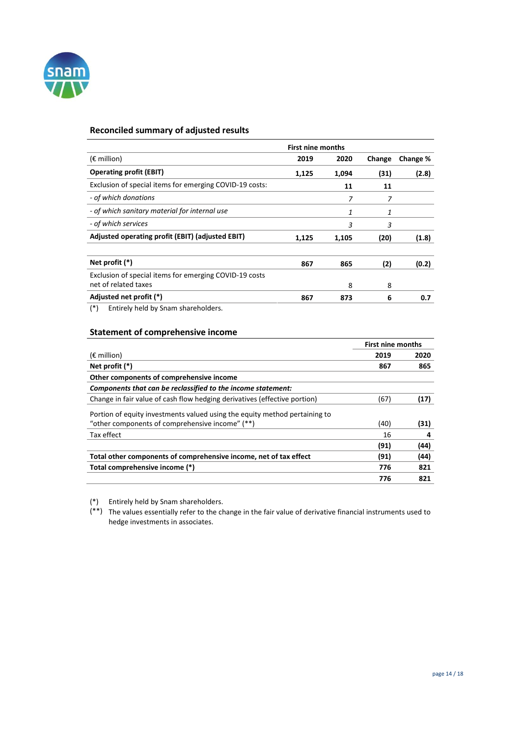## Reconciled summary of adjusted results

| | First nine months | | | |
|---|---|---|---|---|
| (€ million) | 2019 | 2020 | Change | Change % |
| **Operating profit (EBIT)** | **1,125** | **1,094** | **(31)** | **(2.8)** |
| Exclusion of special items for emerging COVID-19 costs: | | **11** | **11** | |
| *- of which donations* | | *7* | *7* | |
| *- of which sanitary material for internal use* | | *1* | *1* | |
| *- of which services* | | *3* | *3* | |
| **Adjusted operating profit (EBIT) (adjusted EBIT)** | **1,125** | **1,105** | **(20)** | **(1.8)** |
| | | | | |
| **Net profit (*)** | **867** | **865** | **(2)** | **(0.2)** |
| Exclusion of special items for emerging COVID-19 costs net of related taxes | | 8 | 8 | |
| **Adjusted net profit (*)** | **867** | **873** | **6** | **0.7** |

(*) Entirely held by Snam shareholders.

## Statement of comprehensive income

| | First nine months | |
|---|---|---|
| (€ million) | 2019 | 2020 |
| **Net profit (*)** | **867** | **865** |
| **Other components of comprehensive income** | | |
| ***Components that can be reclassified to the income statement:*** | | |
| Change in fair value of cash flow hedging derivatives (effective portion) | (67) | **(17)** |
| Portion of equity investments valued using the equity method pertaining to "other components of comprehensive income" (**) | (40) | **(31)** |
| Tax effect | 16 | **4** |
| | **(91)** | **(44)** |
| **Total other components of comprehensive income, net of tax effect** | **(91)** | **(44)** |
| **Total comprehensive income (*)** | **776** | **821** |
| | **776** | **821** |

(*) Entirely held by Snam shareholders.

(**) The values essentially refer to the change in the fair value of derivative financial instruments used to hedge investments in associates.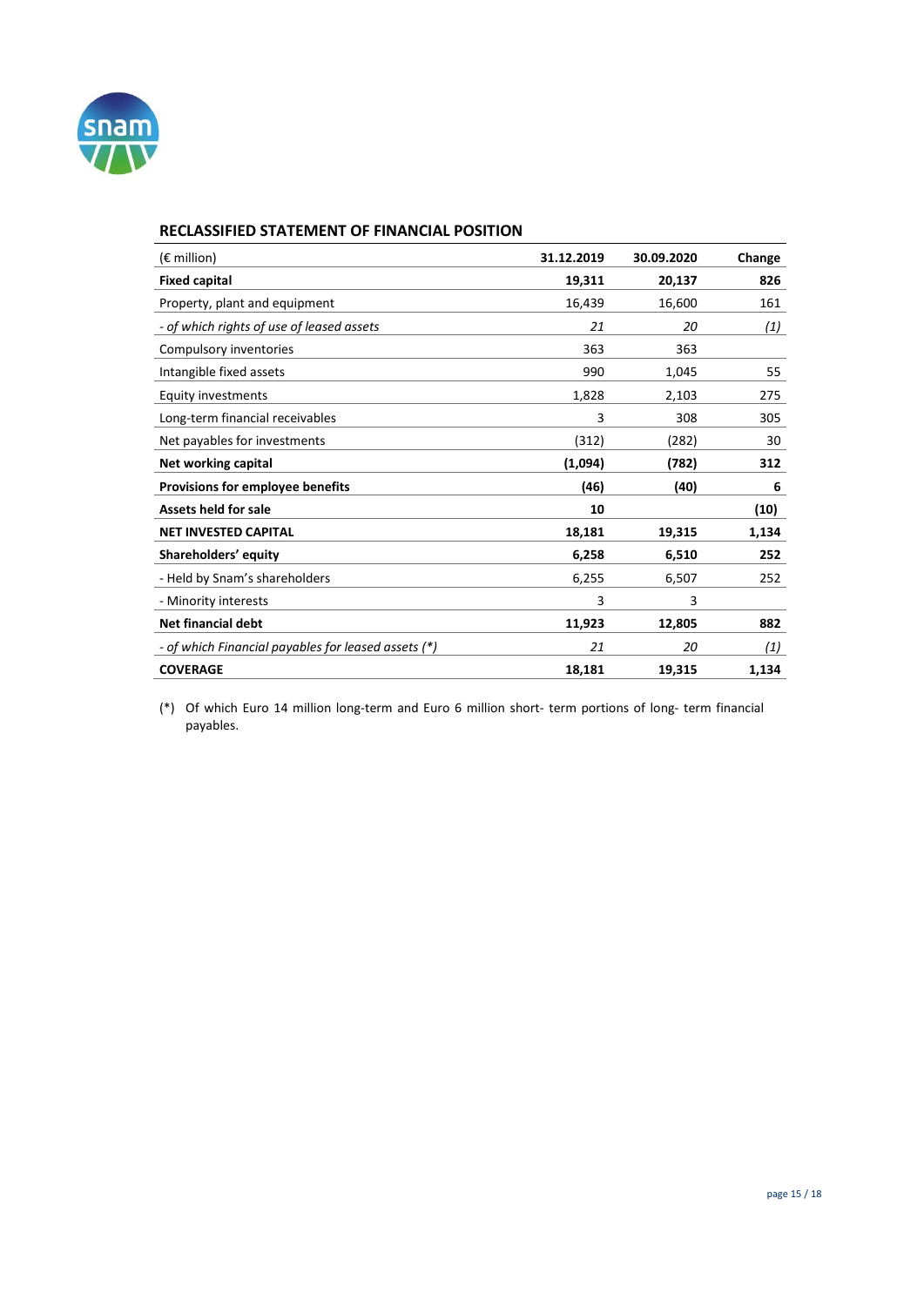## RECLASSIFIED STATEMENT OF FINANCIAL POSITION

| (€ million) | 31.12.2019 | 30.09.2020 | Change |
|---|---|---|---|
| **Fixed capital** | **19,311** | **20,137** | **826** |
| Property, plant and equipment | 16,439 | 16,600 | 161 |
| *- of which rights of use of leased assets* | *21* | *20* | *(1)* |
| Compulsory inventories | 363 | 363 | |
| Intangible fixed assets | 990 | 1,045 | 55 |
| Equity investments | 1,828 | 2,103 | 275 |
| Long-term financial receivables | 3 | 308 | 305 |
| Net payables for investments | (312) | (282) | 30 |
| **Net working capital** | **(1,094)** | **(782)** | **312** |
| **Provisions for employee benefits** | **(46)** | **(40)** | **6** |
| **Assets held for sale** | **10** | | **(10)** |
| **NET INVESTED CAPITAL** | **18,181** | **19,315** | **1,134** |
| **Shareholders' equity** | **6,258** | **6,510** | **252** |
| - Held by Snam's shareholders | 6,255 | 6,507 | 252 |
| - Minority interests | 3 | 3 | |
| **Net financial debt** | **11,923** | **12,805** | **882** |
| *- of which Financial payables for leased assets (\*)* | *21* | *20* | *(1)* |
| **COVERAGE** | **18,181** | **19,315** | **1,134** |

(*) Of which Euro 14 million long-term and Euro 6 million short- term portions of long- term financial payables.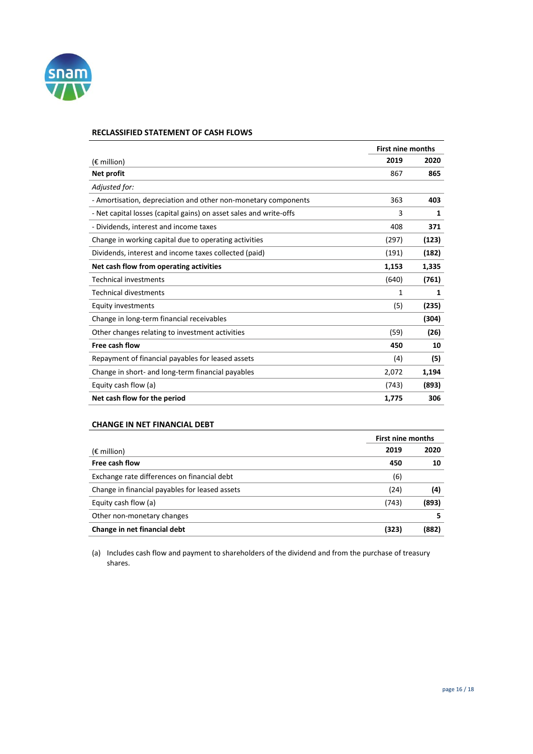### RECLASSIFIED STATEMENT OF CASH FLOWS

| (€ million) | First nine months | |
|---|---|---|
| | **2019** | **2020** |
| **Net profit** | 867 | **865** |
| *Adjusted for:* | | |
| - Amortisation, depreciation and other non-monetary components | 363 | **403** |
| - Net capital losses (capital gains) on asset sales and write-offs | 3 | **1** |
| - Dividends, interest and income taxes | 408 | **371** |
| Change in working capital due to operating activities | (297) | **(123)** |
| Dividends, interest and income taxes collected (paid) | (191) | **(182)** |
| **Net cash flow from operating activities** | **1,153** | **1,335** |
| Technical investments | (640) | **(761)** |
| Technical divestments | 1 | **1** |
| Equity investments | (5) | **(235)** |
| Change in long-term financial receivables | | **(304)** |
| Other changes relating to investment activities | (59) | **(26)** |
| **Free cash flow** | **450** | **10** |
| Repayment of financial payables for leased assets | (4) | **(5)** |
| Change in short- and long-term financial payables | 2,072 | **1,194** |
| Equity cash flow (a) | (743) | **(893)** |
| **Net cash flow for the period** | **1,775** | **306** |

### CHANGE IN NET FINANCIAL DEBT

| (€ million) | First nine months | |
|---|---|---|
| | **2019** | **2020** |
| **Free cash flow** | **450** | **10** |
| Exchange rate differences on financial debt | (6) | |
| Change in financial payables for leased assets | (24) | **(4)** |
| Equity cash flow (a) | (743) | **(893)** |
| Other non-monetary changes | | **5** |
| **Change in net financial debt** | **(323)** | **(882)** |

(a) Includes cash flow and payment to shareholders of the dividend and from the purchase of treasury shares.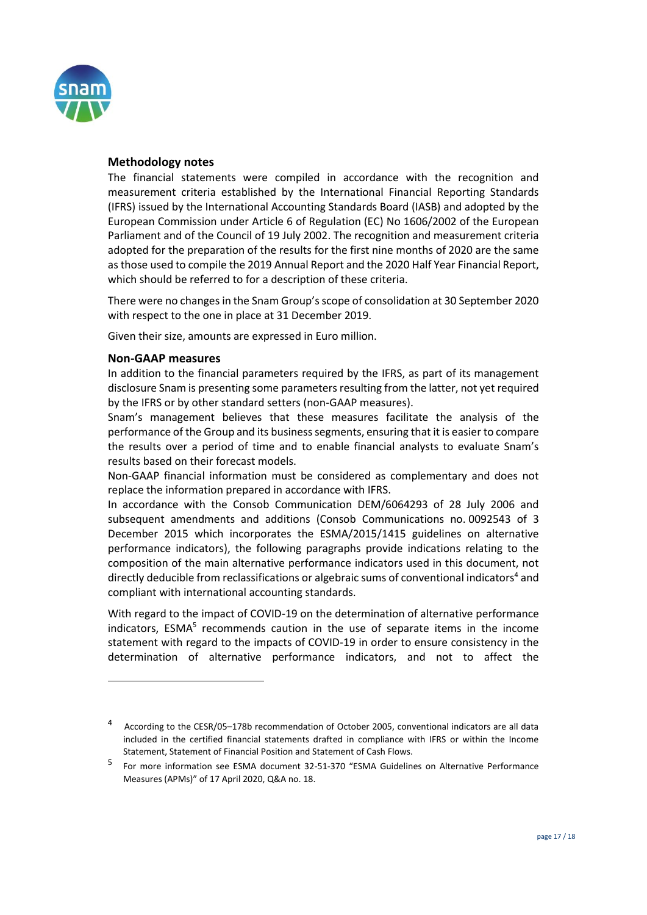## Methodology notes

The financial statements were compiled in accordance with the recognition and measurement criteria established by the International Financial Reporting Standards (IFRS) issued by the International Accounting Standards Board (IASB) and adopted by the European Commission under Article 6 of Regulation (EC) No 1606/2002 of the European Parliament and of the Council of 19 July 2002. The recognition and measurement criteria adopted for the preparation of the results for the first nine months of 2020 are the same as those used to compile the 2019 Annual Report and the 2020 Half Year Financial Report, which should be referred to for a description of these criteria.

There were no changes in the Snam Group's scope of consolidation at 30 September 2020 with respect to the one in place at 31 December 2019.

Given their size, amounts are expressed in Euro million.

## Non-GAAP measures

In addition to the financial parameters required by the IFRS, as part of its management disclosure Snam is presenting some parameters resulting from the latter, not yet required by the IFRS or by other standard setters (non-GAAP measures).

Snam's management believes that these measures facilitate the analysis of the performance of the Group and its business segments, ensuring that it is easier to compare the results over a period of time and to enable financial analysts to evaluate Snam's results based on their forecast models.

Non-GAAP financial information must be considered as complementary and does not replace the information prepared in accordance with IFRS.

In accordance with the Consob Communication DEM/6064293 of 28 July 2006 and subsequent amendments and additions (Consob Communications no. 0092543 of 3 December 2015 which incorporates the ESMA/2015/1415 guidelines on alternative performance indicators), the following paragraphs provide indications relating to the composition of the main alternative performance indicators used in this document, not directly deducible from reclassifications or algebraic sums of conventional indicators[4] and compliant with international accounting standards.

With regard to the impact of COVID-19 on the determination of alternative performance indicators, ESMA[5] recommends caution in the use of separate items in the income statement with regard to the impacts of COVID-19 in order to ensure consistency in the determination of alternative performance indicators, and not to affect the

---

[4] According to the CESR/05–178b recommendation of October 2005, conventional indicators are all data included in the certified financial statements drafted in compliance with IFRS or within the Income Statement, Statement of Financial Position and Statement of Cash Flows.

[5] For more information see ESMA document 32-51-370 "ESMA Guidelines on Alternative Performance Measures (APMs)" of 17 April 2020, Q&A no. 18.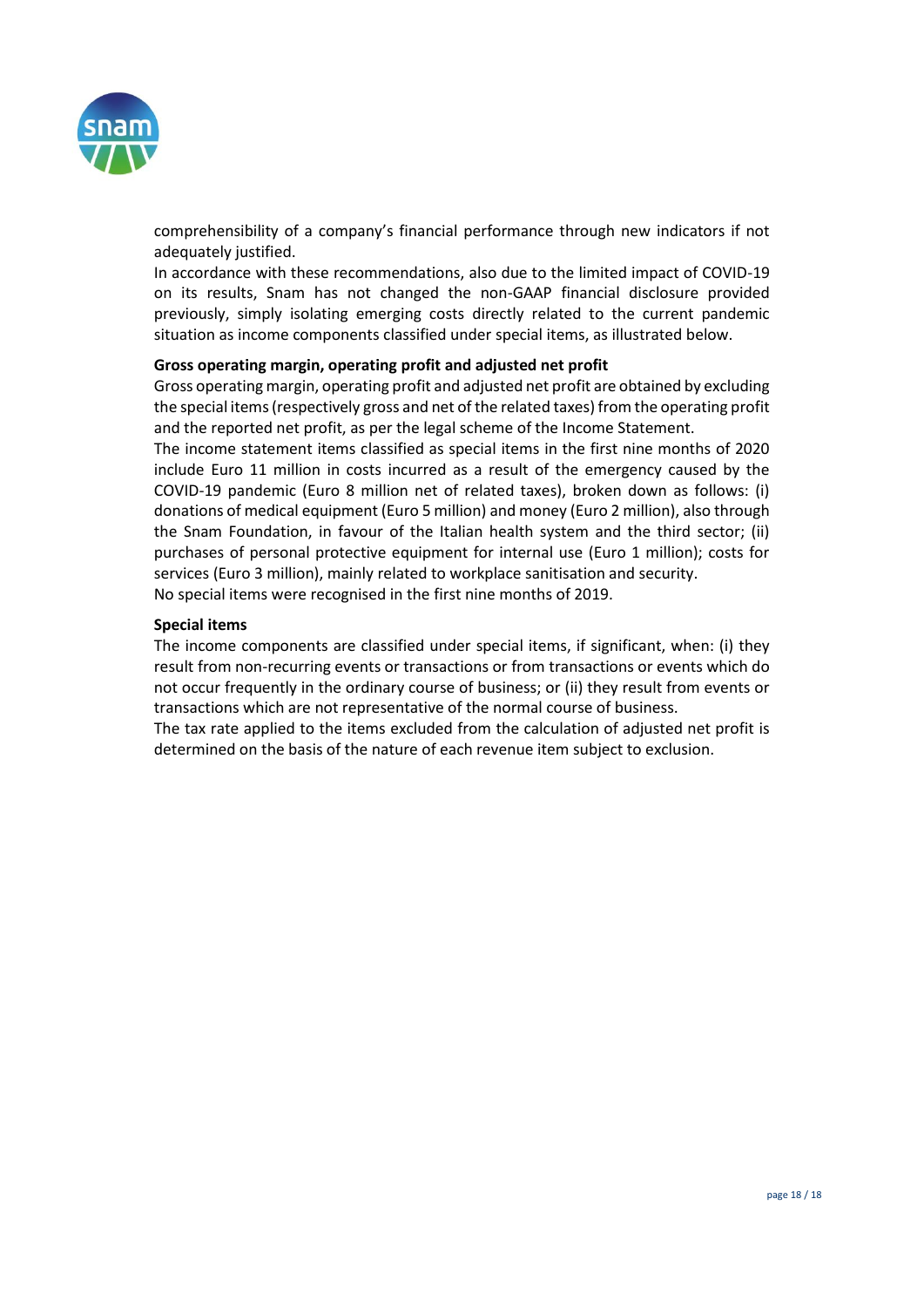comprehensibility of a company's financial performance through new indicators if not adequately justified.
In accordance with these recommendations, also due to the limited impact of COVID-19 on its results, Snam has not changed the non-GAAP financial disclosure provided previously, simply isolating emerging costs directly related to the current pandemic situation as income components classified under special items, as illustrated below.

**Gross operating margin, operating profit and adjusted net profit**

Gross operating margin, operating profit and adjusted net profit are obtained by excluding the special items (respectively gross and net of the related taxes) from the operating profit and the reported net profit, as per the legal scheme of the Income Statement.
The income statement items classified as special items in the first nine months of 2020 include Euro 11 million in costs incurred as a result of the emergency caused by the COVID-19 pandemic (Euro 8 million net of related taxes), broken down as follows: (i) donations of medical equipment (Euro 5 million) and money (Euro 2 million), also through the Snam Foundation, in favour of the Italian health system and the third sector; (ii) purchases of personal protective equipment for internal use (Euro 1 million); costs for services (Euro 3 million), mainly related to workplace sanitisation and security.
No special items were recognised in the first nine months of 2019.

**Special items**

The income components are classified under special items, if significant, when: (i) they result from non-recurring events or transactions or from transactions or events which do not occur frequently in the ordinary course of business; or (ii) they result from events or transactions which are not representative of the normal course of business.
The tax rate applied to the items excluded from the calculation of adjusted net profit is determined on the basis of the nature of each revenue item subject to exclusion.